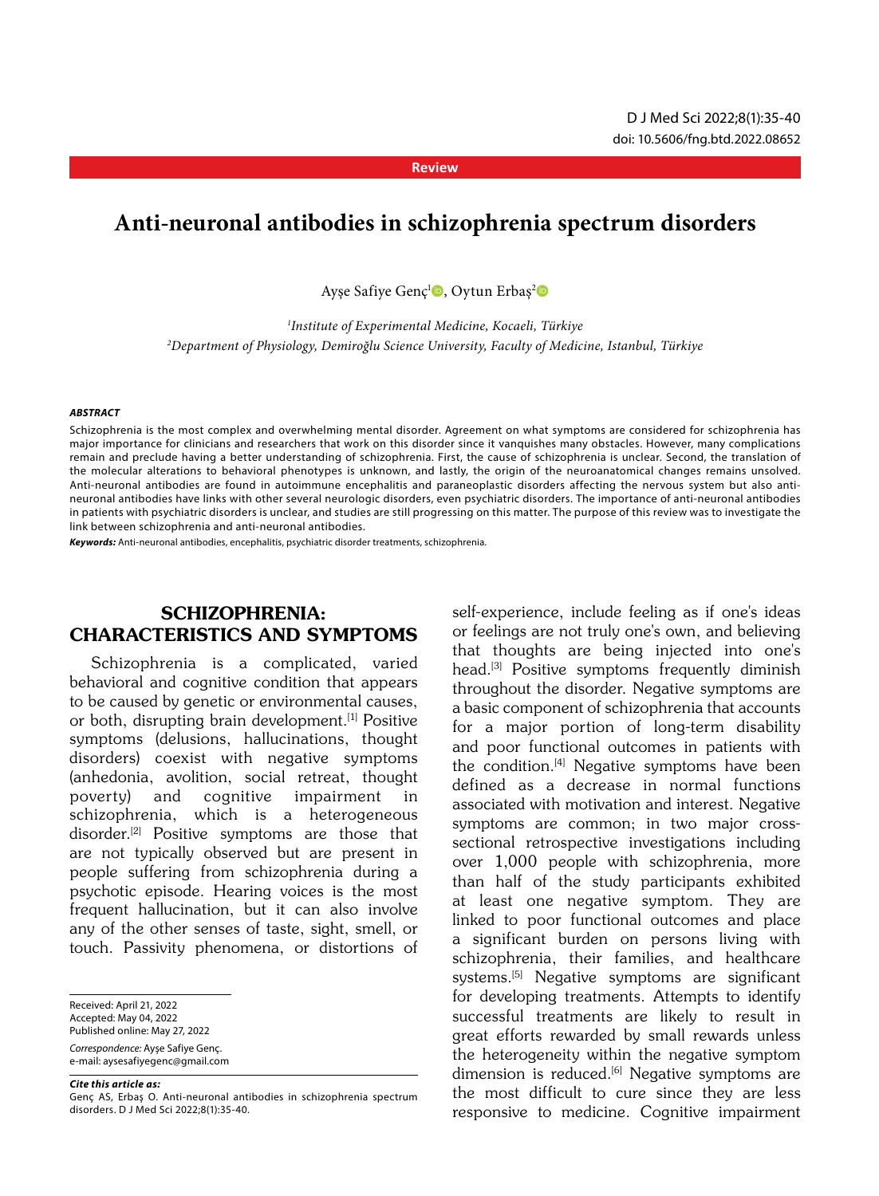Review

# Anti-neuronal antibodies in schizophrenia spectrum disorders

Ayşe Safiye Genç[1], Oytun Erbaş[2]

[1]*Institute of Experimental Medicine, Kocaeli, Türkiye*

[2]*Department of Physiology, Demiroğlu Science University, Faculty of Medicine, Istanbul, Türkiye*

***ABSTRACT***

Schizophrenia is the most complex and overwhelming mental disorder. Agreement on what symptoms are considered for schizophrenia has major importance for clinicians and researchers that work on this disorder since it vanquishes many obstacles. However, many complications remain and preclude having a better understanding of schizophrenia. First, the cause of schizophrenia is unclear. Second, the translation of the molecular alterations to behavioral phenotypes is unknown, and lastly, the origin of the neuroanatomical changes remains unsolved. Anti-neuronal antibodies are found in autoimmune encephalitis and paraneoplastic disorders affecting the nervous system but also anti-neuronal antibodies have links with other several neurologic disorders, even psychiatric disorders. The importance of anti-neuronal antibodies in patients with psychiatric disorders is unclear, and studies are still progressing on this matter. The purpose of this review was to investigate the link between schizophrenia and anti-neuronal antibodies.

***Keywords:*** Anti-neuronal antibodies, encephalitis, psychiatric disorder treatments, schizophrenia.

## SCHIZOPHRENIA: CHARACTERISTICS AND SYMPTOMS

Schizophrenia is a complicated, varied behavioral and cognitive condition that appears to be caused by genetic or environmental causes, or both, disrupting brain development.[1] Positive symptoms (delusions, hallucinations, thought disorders) coexist with negative symptoms (anhedonia, avolition, social retreat, thought poverty) and cognitive impairment in schizophrenia, which is a heterogeneous disorder.[2] Positive symptoms are those that are not typically observed but are present in people suffering from schizophrenia during a psychotic episode. Hearing voices is the most frequent hallucination, but it can also involve any of the other senses of taste, sight, smell, or touch. Passivity phenomena, or distortions of self-experience, include feeling as if one's ideas or feelings are not truly one's own, and believing that thoughts are being injected into one's head.[3] Positive symptoms frequently diminish throughout the disorder. Negative symptoms are a basic component of schizophrenia that accounts for a major portion of long-term disability and poor functional outcomes in patients with the condition.[4] Negative symptoms have been defined as a decrease in normal functions associated with motivation and interest. Negative symptoms are common; in two major cross-sectional retrospective investigations including over 1,000 people with schizophrenia, more than half of the study participants exhibited at least one negative symptom. They are linked to poor functional outcomes and place a significant burden on persons living with schizophrenia, their families, and healthcare systems.[5] Negative symptoms are significant for developing treatments. Attempts to identify successful treatments are likely to result in great efforts rewarded by small rewards unless the heterogeneity within the negative symptom dimension is reduced.[6] Negative symptoms are the most difficult to cure since they are less responsive to medicine. Cognitive impairment

Received: April 21, 2022
Accepted: May 04, 2022
Published online: May 27, 2022

*Correspondence:* Ayşe Safiye Genç.
e-mail: aysesafiyegenc@gmail.com

***Cite this article as:***
Genç AS, Erbaş O. Anti-neuronal antibodies in schizophrenia spectrum disorders. D J Med Sci 2022;8(1):35-40.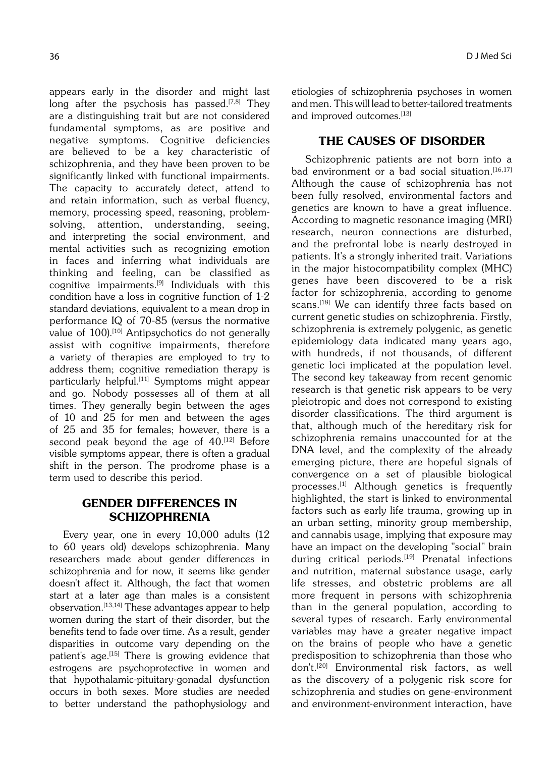appears early in the disorder and might last long after the psychosis has passed.[7,8] They are a distinguishing trait but are not considered fundamental symptoms, as are positive and negative symptoms. Cognitive deficiencies are believed to be a key characteristic of schizophrenia, and they have been proven to be significantly linked with functional impairments. The capacity to accurately detect, attend to and retain information, such as verbal fluency, memory, processing speed, reasoning, problem-solving, attention, understanding, seeing, and interpreting the social environment, and mental activities such as recognizing emotion in faces and inferring what individuals are thinking and feeling, can be classified as cognitive impairments.[9] Individuals with this condition have a loss in cognitive function of 1-2 standard deviations, equivalent to a mean drop in performance IQ of 70-85 (versus the normative value of 100).[10] Antipsychotics do not generally assist with cognitive impairments, therefore a variety of therapies are employed to try to address them; cognitive remediation therapy is particularly helpful.[11] Symptoms might appear and go. Nobody possesses all of them at all times. They generally begin between the ages of 10 and 25 for men and between the ages of 25 and 35 for females; however, there is a second peak beyond the age of 40.[12] Before visible symptoms appear, there is often a gradual shift in the person. The prodrome phase is a term used to describe this period.

## GENDER DIFFERENCES IN SCHIZOPHRENIA

Every year, one in every 10,000 adults (12 to 60 years old) develops schizophrenia. Many researchers made about gender differences in schizophrenia and for now, it seems like gender doesn't affect it. Although, the fact that women start at a later age than males is a consistent observation.[13,14] These advantages appear to help women during the start of their disorder, but the benefits tend to fade over time. As a result, gender disparities in outcome vary depending on the patient's age.[15] There is growing evidence that estrogens are psychoprotective in women and that hypothalamic-pituitary-gonadal dysfunction occurs in both sexes. More studies are needed to better understand the pathophysiology and etiologies of schizophrenia psychoses in women and men. This will lead to better-tailored treatments and improved outcomes.[13]

## THE CAUSES OF DISORDER

Schizophrenic patients are not born into a bad environment or a bad social situation.[16,17] Although the cause of schizophrenia has not been fully resolved, environmental factors and genetics are known to have a great influence. According to magnetic resonance imaging (MRI) research, neuron connections are disturbed, and the prefrontal lobe is nearly destroyed in patients. It's a strongly inherited trait. Variations in the major histocompatibility complex (MHC) genes have been discovered to be a risk factor for schizophrenia, according to genome scans.[18] We can identify three facts based on current genetic studies on schizophrenia. Firstly, schizophrenia is extremely polygenic, as genetic epidemiology data indicated many years ago, with hundreds, if not thousands, of different genetic loci implicated at the population level. The second key takeaway from recent genomic research is that genetic risk appears to be very pleiotropic and does not correspond to existing disorder classifications. The third argument is that, although much of the hereditary risk for schizophrenia remains unaccounted for at the DNA level, and the complexity of the already emerging picture, there are hopeful signals of convergence on a set of plausible biological processes.[1] Although genetics is frequently highlighted, the start is linked to environmental factors such as early life trauma, growing up in an urban setting, minority group membership, and cannabis usage, implying that exposure may have an impact on the developing "social" brain during critical periods.[19] Prenatal infections and nutrition, maternal substance usage, early life stresses, and obstetric problems are all more frequent in persons with schizophrenia than in the general population, according to several types of research. Early environmental variables may have a greater negative impact on the brains of people who have a genetic predisposition to schizophrenia than those who don't.[20] Environmental risk factors, as well as the discovery of a polygenic risk score for schizophrenia and studies on gene-environment and environment-environment interaction, have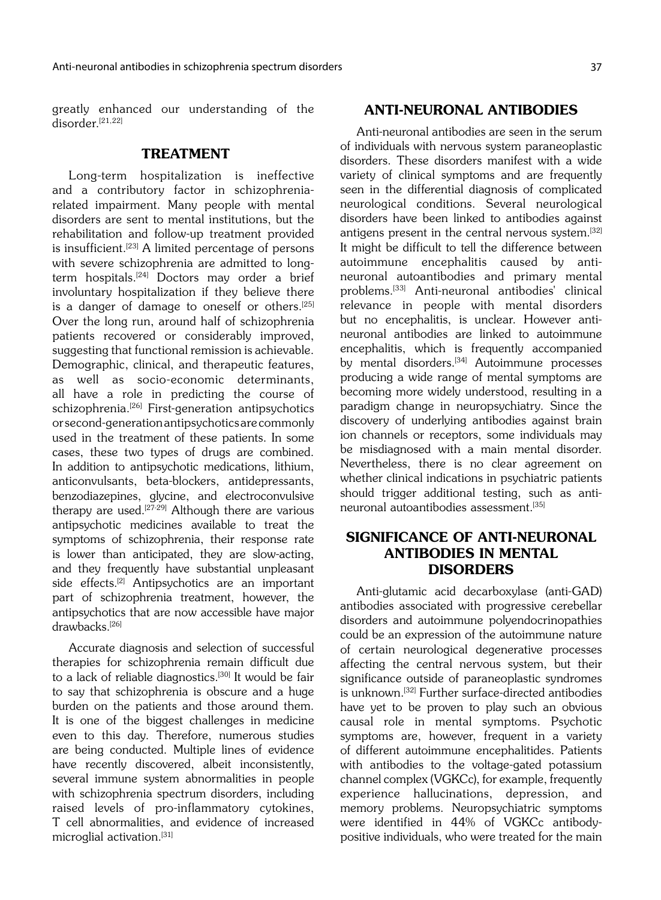greatly enhanced our understanding of the disorder.[21,22]

## TREATMENT

Long-term hospitalization is ineffective and a contributory factor in schizophrenia-related impairment. Many people with mental disorders are sent to mental institutions, but the rehabilitation and follow-up treatment provided is insufficient.[23] A limited percentage of persons with severe schizophrenia are admitted to long-term hospitals.[24] Doctors may order a brief involuntary hospitalization if they believe there is a danger of damage to oneself or others.[25] Over the long run, around half of schizophrenia patients recovered or considerably improved, suggesting that functional remission is achievable. Demographic, clinical, and therapeutic features, as well as socio-economic determinants, all have a role in predicting the course of schizophrenia.[26] First-generation antipsychotics or second-generation antipsychotics are commonly used in the treatment of these patients. In some cases, these two types of drugs are combined. In addition to antipsychotic medications, lithium, anticonvulsants, beta-blockers, antidepressants, benzodiazepines, glycine, and electroconvulsive therapy are used.[27-29] Although there are various antipsychotic medicines available to treat the symptoms of schizophrenia, their response rate is lower than anticipated, they are slow-acting, and they frequently have substantial unpleasant side effects.[2] Antipsychotics are an important part of schizophrenia treatment, however, the antipsychotics that are now accessible have major drawbacks.[26]

Accurate diagnosis and selection of successful therapies for schizophrenia remain difficult due to a lack of reliable diagnostics.[30] It would be fair to say that schizophrenia is obscure and a huge burden on the patients and those around them. It is one of the biggest challenges in medicine even to this day. Therefore, numerous studies are being conducted. Multiple lines of evidence have recently discovered, albeit inconsistently, several immune system abnormalities in people with schizophrenia spectrum disorders, including raised levels of pro-inflammatory cytokines, T cell abnormalities, and evidence of increased microglial activation.[31]

## ANTI-NEURONAL ANTIBODIES

Anti-neuronal antibodies are seen in the serum of individuals with nervous system paraneoplastic disorders. These disorders manifest with a wide variety of clinical symptoms and are frequently seen in the differential diagnosis of complicated neurological conditions. Several neurological disorders have been linked to antibodies against antigens present in the central nervous system.[32] It might be difficult to tell the difference between autoimmune encephalitis caused by anti-neuronal autoantibodies and primary mental problems.[33] Anti-neuronal antibodies' clinical relevance in people with mental disorders but no encephalitis, is unclear. However anti-neuronal antibodies are linked to autoimmune encephalitis, which is frequently accompanied by mental disorders.[34] Autoimmune processes producing a wide range of mental symptoms are becoming more widely understood, resulting in a paradigm change in neuropsychiatry. Since the discovery of underlying antibodies against brain ion channels or receptors, some individuals may be misdiagnosed with a main mental disorder. Nevertheless, there is no clear agreement on whether clinical indications in psychiatric patients should trigger additional testing, such as anti-neuronal autoantibodies assessment.[35]

## SIGNIFICANCE OF ANTI-NEURONAL ANTIBODIES IN MENTAL DISORDERS

Anti-glutamic acid decarboxylase (anti-GAD) antibodies associated with progressive cerebellar disorders and autoimmune polyendocrinopathies could be an expression of the autoimmune nature of certain neurological degenerative processes affecting the central nervous system, but their significance outside of paraneoplastic syndromes is unknown.[32] Further surface-directed antibodies have yet to be proven to play such an obvious causal role in mental symptoms. Psychotic symptoms are, however, frequent in a variety of different autoimmune encephalitides. Patients with antibodies to the voltage-gated potassium channel complex (VGKCc), for example, frequently experience hallucinations, depression, and memory problems. Neuropsychiatric symptoms were identified in 44% of VGKCc antibody-positive individuals, who were treated for the main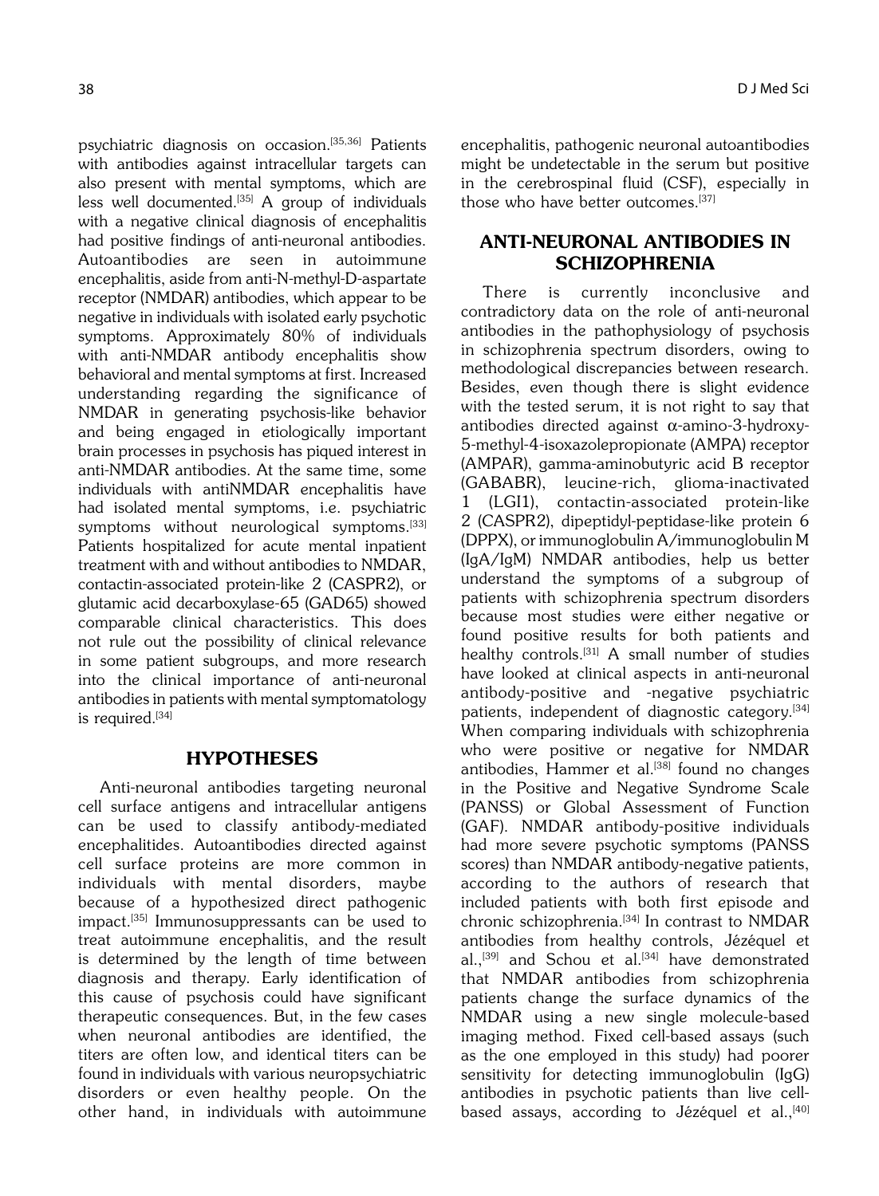psychiatric diagnosis on occasion.[35,36] Patients with antibodies against intracellular targets can also present with mental symptoms, which are less well documented.[35] A group of individuals with a negative clinical diagnosis of encephalitis had positive findings of anti-neuronal antibodies. Autoantibodies are seen in autoimmune encephalitis, aside from anti-N-methyl-D-aspartate receptor (NMDAR) antibodies, which appear to be negative in individuals with isolated early psychotic symptoms. Approximately 80% of individuals with anti-NMDAR antibody encephalitis show behavioral and mental symptoms at first. Increased understanding regarding the significance of NMDAR in generating psychosis-like behavior and being engaged in etiologically important brain processes in psychosis has piqued interest in anti-NMDAR antibodies. At the same time, some individuals with antiNMDAR encephalitis have had isolated mental symptoms, i.e. psychiatric symptoms without neurological symptoms.[33] Patients hospitalized for acute mental inpatient treatment with and without antibodies to NMDAR, contactin-associated protein-like 2 (CASPR2), or glutamic acid decarboxylase-65 (GAD65) showed comparable clinical characteristics. This does not rule out the possibility of clinical relevance in some patient subgroups, and more research into the clinical importance of anti-neuronal antibodies in patients with mental symptomatology is required.[34]

## HYPOTHESES

Anti-neuronal antibodies targeting neuronal cell surface antigens and intracellular antigens can be used to classify antibody-mediated encephalitides. Autoantibodies directed against cell surface proteins are more common in individuals with mental disorders, maybe because of a hypothesized direct pathogenic impact.[35] Immunosuppressants can be used to treat autoimmune encephalitis, and the result is determined by the length of time between diagnosis and therapy. Early identification of this cause of psychosis could have significant therapeutic consequences. But, in the few cases when neuronal antibodies are identified, the titers are often low, and identical titers can be found in individuals with various neuropsychiatric disorders or even healthy people. On the other hand, in individuals with autoimmune encephalitis, pathogenic neuronal autoantibodies might be undetectable in the serum but positive in the cerebrospinal fluid (CSF), especially in those who have better outcomes.[37]

## ANTI-NEURONAL ANTIBODIES IN SCHIZOPHRENIA

There is currently inconclusive and contradictory data on the role of anti-neuronal antibodies in the pathophysiology of psychosis in schizophrenia spectrum disorders, owing to methodological discrepancies between research. Besides, even though there is slight evidence with the tested serum, it is not right to say that antibodies directed against α-amino-3-hydroxy-5-methyl-4-isoxazolepropionate (AMPA) receptor (AMPAR), gamma-aminobutyric acid B receptor (GABABR), leucine-rich, glioma-inactivated 1 (LGI1), contactin-associated protein-like 2 (CASPR2), dipeptidyl-peptidase-like protein 6 (DPPX), or immunoglobulin A/immunoglobulin M (IgA/IgM) NMDAR antibodies, help us better understand the symptoms of a subgroup of patients with schizophrenia spectrum disorders because most studies were either negative or found positive results for both patients and healthy controls.[31] A small number of studies have looked at clinical aspects in anti-neuronal antibody-positive and -negative psychiatric patients, independent of diagnostic category.[34] When comparing individuals with schizophrenia who were positive or negative for NMDAR antibodies, Hammer et al.[38] found no changes in the Positive and Negative Syndrome Scale (PANSS) or Global Assessment of Function (GAF). NMDAR antibody-positive individuals had more severe psychotic symptoms (PANSS scores) than NMDAR antibody-negative patients, according to the authors of research that included patients with both first episode and chronic schizophrenia.[34] In contrast to NMDAR antibodies from healthy controls, Jézéquel et al.,[39] and Schou et al.[34] have demonstrated that NMDAR antibodies from schizophrenia patients change the surface dynamics of the NMDAR using a new single molecule-based imaging method. Fixed cell-based assays (such as the one employed in this study) had poorer sensitivity for detecting immunoglobulin (IgG) antibodies in psychotic patients than live cell-based assays, according to Jézéquel et al.,[40]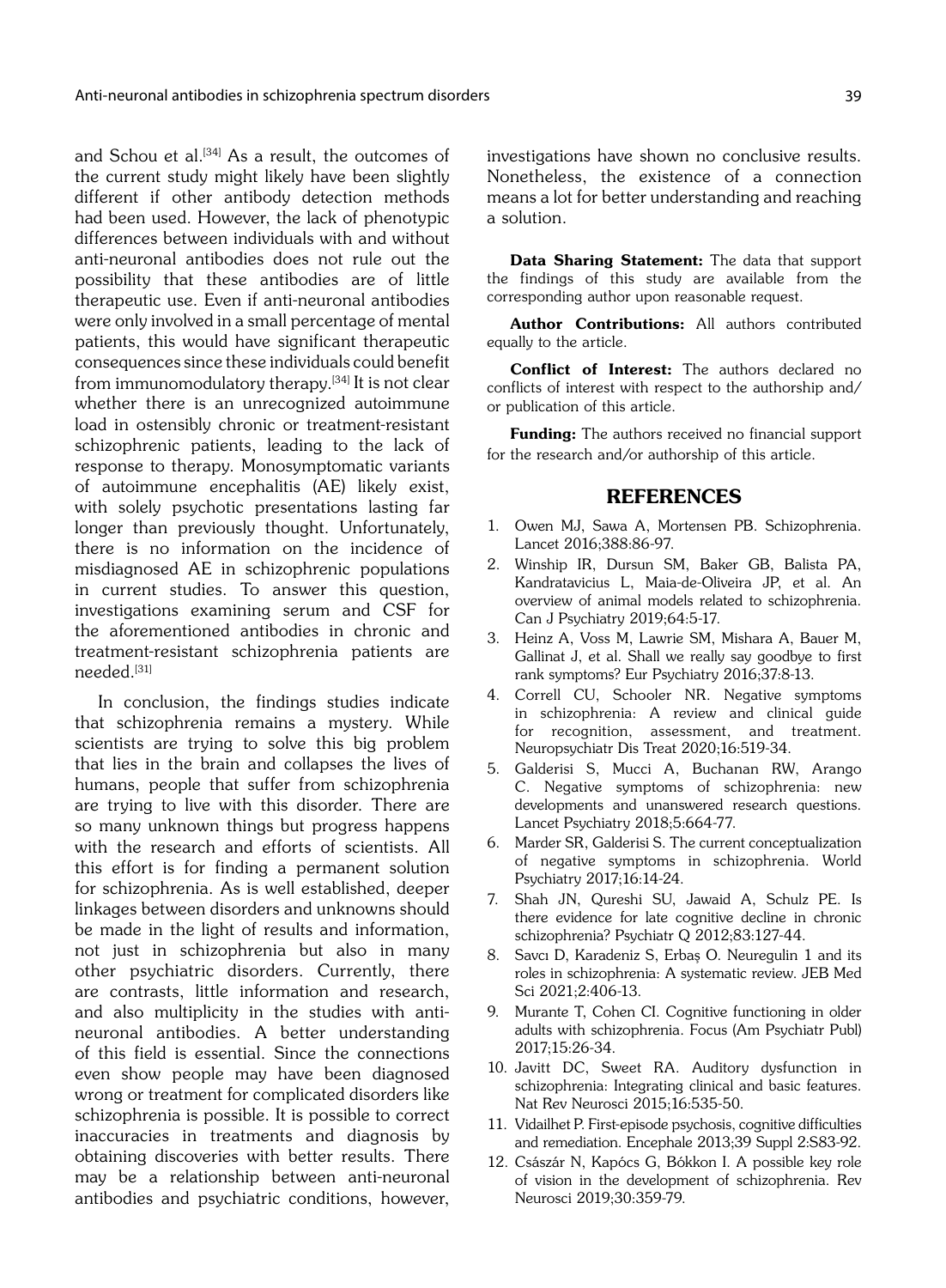and Schou et al.[34] As a result, the outcomes of the current study might likely have been slightly different if other antibody detection methods had been used. However, the lack of phenotypic differences between individuals with and without anti-neuronal antibodies does not rule out the possibility that these antibodies are of little therapeutic use. Even if anti-neuronal antibodies were only involved in a small percentage of mental patients, this would have significant therapeutic consequences since these individuals could benefit from immunomodulatory therapy.[34] It is not clear whether there is an unrecognized autoimmune load in ostensibly chronic or treatment-resistant schizophrenic patients, leading to the lack of response to therapy. Monosymptomatic variants of autoimmune encephalitis (AE) likely exist, with solely psychotic presentations lasting far longer than previously thought. Unfortunately, there is no information on the incidence of misdiagnosed AE in schizophrenic populations in current studies. To answer this question, investigations examining serum and CSF for the aforementioned antibodies in chronic and treatment-resistant schizophrenia patients are needed.[31]

In conclusion, the findings studies indicate that schizophrenia remains a mystery. While scientists are trying to solve this big problem that lies in the brain and collapses the lives of humans, people that suffer from schizophrenia are trying to live with this disorder. There are so many unknown things but progress happens with the research and efforts of scientists. All this effort is for finding a permanent solution for schizophrenia. As is well established, deeper linkages between disorders and unknowns should be made in the light of results and information, not just in schizophrenia but also in many other psychiatric disorders. Currently, there are contrasts, little information and research, and also multiplicity in the studies with anti-neuronal antibodies. A better understanding of this field is essential. Since the connections even show people may have been diagnosed wrong or treatment for complicated disorders like schizophrenia is possible. It is possible to correct inaccuracies in treatments and diagnosis by obtaining discoveries with better results. There may be a relationship between anti-neuronal antibodies and psychiatric conditions, however, investigations have shown no conclusive results. Nonetheless, the existence of a connection means a lot for better understanding and reaching a solution.

**Data Sharing Statement:** The data that support the findings of this study are available from the corresponding author upon reasonable request.

**Author Contributions:** All authors contributed equally to the article.

**Conflict of Interest:** The authors declared no conflicts of interest with respect to the authorship and/or publication of this article.

**Funding:** The authors received no financial support for the research and/or authorship of this article.

## REFERENCES

1. Owen MJ, Sawa A, Mortensen PB. Schizophrenia. Lancet 2016;388:86-97.
2. Winship IR, Dursun SM, Baker GB, Balista PA, Kandratavicius L, Maia-de-Oliveira JP, et al. An overview of animal models related to schizophrenia. Can J Psychiatry 2019;64:5-17.
3. Heinz A, Voss M, Lawrie SM, Mishara A, Bauer M, Gallinat J, et al. Shall we really say goodbye to first rank symptoms? Eur Psychiatry 2016;37:8-13.
4. Correll CU, Schooler NR. Negative symptoms in schizophrenia: A review and clinical guide for recognition, assessment, and treatment. Neuropsychiatr Dis Treat 2020;16:519-34.
5. Galderisi S, Mucci A, Buchanan RW, Arango C. Negative symptoms of schizophrenia: new developments and unanswered research questions. Lancet Psychiatry 2018;5:664-77.
6. Marder SR, Galderisi S. The current conceptualization of negative symptoms in schizophrenia. World Psychiatry 2017;16:14-24.
7. Shah JN, Qureshi SU, Jawaid A, Schulz PE. Is there evidence for late cognitive decline in chronic schizophrenia? Psychiatr Q 2012;83:127-44.
8. Savcı D, Karadeniz S, Erbaş O. Neuregulin 1 and its roles in schizophrenia: A systematic review. JEB Med Sci 2021;2:406-13.
9. Murante T, Cohen CI. Cognitive functioning in older adults with schizophrenia. Focus (Am Psychiatr Publ) 2017;15:26-34.
10. Javitt DC, Sweet RA. Auditory dysfunction in schizophrenia: Integrating clinical and basic features. Nat Rev Neurosci 2015;16:535-50.
11. Vidailhet P. First-episode psychosis, cognitive difficulties and remediation. Encephale 2013;39 Suppl 2:S83-92.
12. Császár N, Kapócs G, Bókkon I. A possible key role of vision in the development of schizophrenia. Rev Neurosci 2019;30:359-79.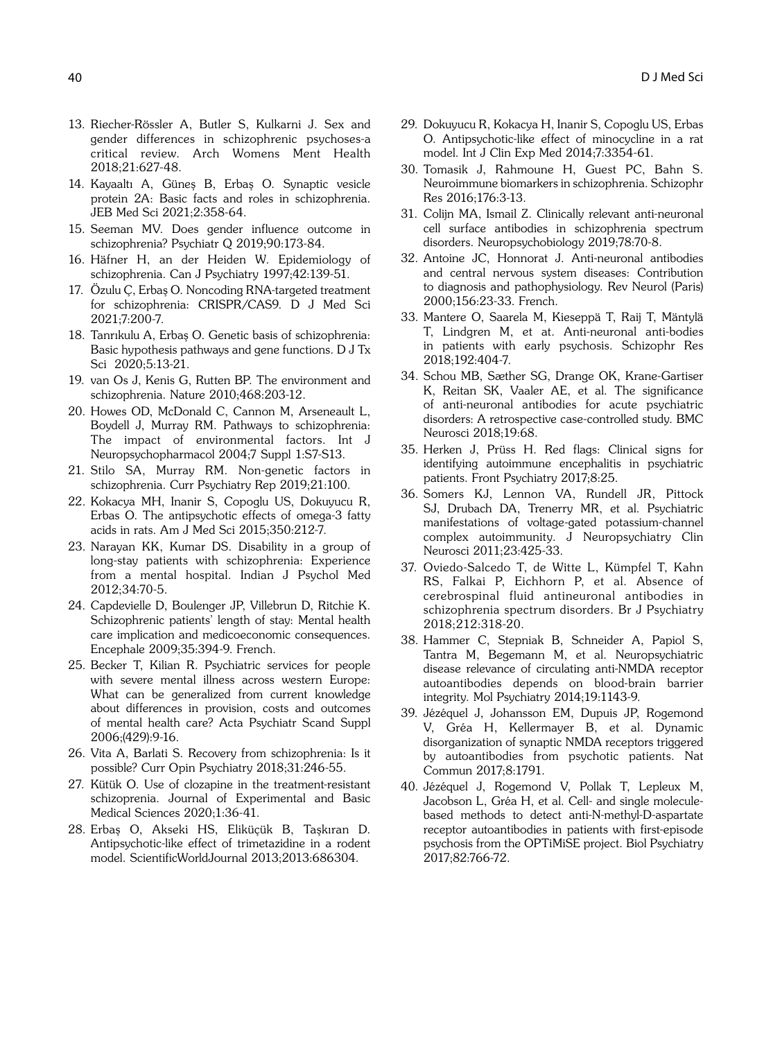13. Riecher-Rössler A, Butler S, Kulkarni J. Sex and gender differences in schizophrenic psychoses-a critical review. Arch Womens Ment Health 2018;21:627-48.
14. Kayaaltı A, Güneş B, Erbaş O. Synaptic vesicle protein 2A: Basic facts and roles in schizophrenia. JEB Med Sci 2021;2:358-64.
15. Seeman MV. Does gender influence outcome in schizophrenia? Psychiatr Q 2019;90:173-84.
16. Häfner H, an der Heiden W. Epidemiology of schizophrenia. Can J Psychiatry 1997;42:139-51.
17. Özulu Ç, Erbaş O. Noncoding RNA-targeted treatment for schizophrenia: CRISPR/CAS9. D J Med Sci 2021;7:200-7.
18. Tanrıkulu A, Erbaş O. Genetic basis of schizophrenia: Basic hypothesis pathways and gene functions. D J Tx Sci 2020;5:13-21.
19. van Os J, Kenis G, Rutten BP. The environment and schizophrenia. Nature 2010;468:203-12.
20. Howes OD, McDonald C, Cannon M, Arseneault L, Boydell J, Murray RM. Pathways to schizophrenia: The impact of environmental factors. Int J Neuropsychopharmacol 2004;7 Suppl 1:S7-S13.
21. Stilo SA, Murray RM. Non-genetic factors in schizophrenia. Curr Psychiatry Rep 2019;21:100.
22. Kokacya MH, Inanir S, Copoglu US, Dokuyucu R, Erbas O. The antipsychotic effects of omega-3 fatty acids in rats. Am J Med Sci 2015;350:212-7.
23. Narayan KK, Kumar DS. Disability in a group of long-stay patients with schizophrenia: Experience from a mental hospital. Indian J Psychol Med 2012;34:70-5.
24. Capdevielle D, Boulenger JP, Villebrun D, Ritchie K. Schizophrenic patients' length of stay: Mental health care implication and medicoeconomic consequences. Encephale 2009;35:394-9. French.
25. Becker T, Kilian R. Psychiatric services for people with severe mental illness across western Europe: What can be generalized from current knowledge about differences in provision, costs and outcomes of mental health care? Acta Psychiatr Scand Suppl 2006;(429):9-16.
26. Vita A, Barlati S. Recovery from schizophrenia: Is it possible? Curr Opin Psychiatry 2018;31:246-55.
27. Kütük O. Use of clozapine in the treatment-resistant schizoprenia. Journal of Experimental and Basic Medical Sciences 2020;1:36-41.
28. Erbaş O, Akseki HS, Eliküçük B, Taşkıran D. Antipsychotic-like effect of trimetazidine in a rodent model. ScientificWorldJournal 2013;2013:686304.
29. Dokuyucu R, Kokacya H, Inanir S, Copoglu US, Erbas O. Antipsychotic-like effect of minocycline in a rat model. Int J Clin Exp Med 2014;7:3354-61.
30. Tomasik J, Rahmoune H, Guest PC, Bahn S. Neuroimmune biomarkers in schizophrenia. Schizophr Res 2016;176:3-13.
31. Colijn MA, Ismail Z. Clinically relevant anti-neuronal cell surface antibodies in schizophrenia spectrum disorders. Neuropsychobiology 2019;78:70-8.
32. Antoine JC, Honnorat J. Anti-neuronal antibodies and central nervous system diseases: Contribution to diagnosis and pathophysiology. Rev Neurol (Paris) 2000;156:23-33. French.
33. Mantere O, Saarela M, Kieseppä T, Raij T, Mäntylä T, Lindgren M, et at. Anti-neuronal anti-bodies in patients with early psychosis. Schizophr Res 2018;192:404-7.
34. Schou MB, Sæther SG, Drange OK, Krane-Gartiser K, Reitan SK, Vaaler AE, et al. The significance of anti-neuronal antibodies for acute psychiatric disorders: A retrospective case-controlled study. BMC Neurosci 2018;19:68.
35. Herken J, Prüss H. Red flags: Clinical signs for identifying autoimmune encephalitis in psychiatric patients. Front Psychiatry 2017;8:25.
36. Somers KJ, Lennon VA, Rundell JR, Pittock SJ, Drubach DA, Trenerry MR, et al. Psychiatric manifestations of voltage-gated potassium-channel complex autoimmunity. J Neuropsychiatry Clin Neurosci 2011;23:425-33.
37. Oviedo-Salcedo T, de Witte L, Kümpfel T, Kahn RS, Falkai P, Eichhorn P, et al. Absence of cerebrospinal fluid antineuronal antibodies in schizophrenia spectrum disorders. Br J Psychiatry 2018;212:318-20.
38. Hammer C, Stepniak B, Schneider A, Papiol S, Tantra M, Begemann M, et al. Neuropsychiatric disease relevance of circulating anti-NMDA receptor autoantibodies depends on blood-brain barrier integrity. Mol Psychiatry 2014;19:1143-9.
39. Jézéquel J, Johansson EM, Dupuis JP, Rogemond V, Gréa H, Kellermayer B, et al. Dynamic disorganization of synaptic NMDA receptors triggered by autoantibodies from psychotic patients. Nat Commun 2017;8:1791.
40. Jézéquel J, Rogemond V, Pollak T, Lepleux M, Jacobson L, Gréa H, et al. Cell- and single molecule-based methods to detect anti-N-methyl-D-aspartate receptor autoantibodies in patients with first-episode psychosis from the OPTiMiSE project. Biol Psychiatry 2017;82:766-72.